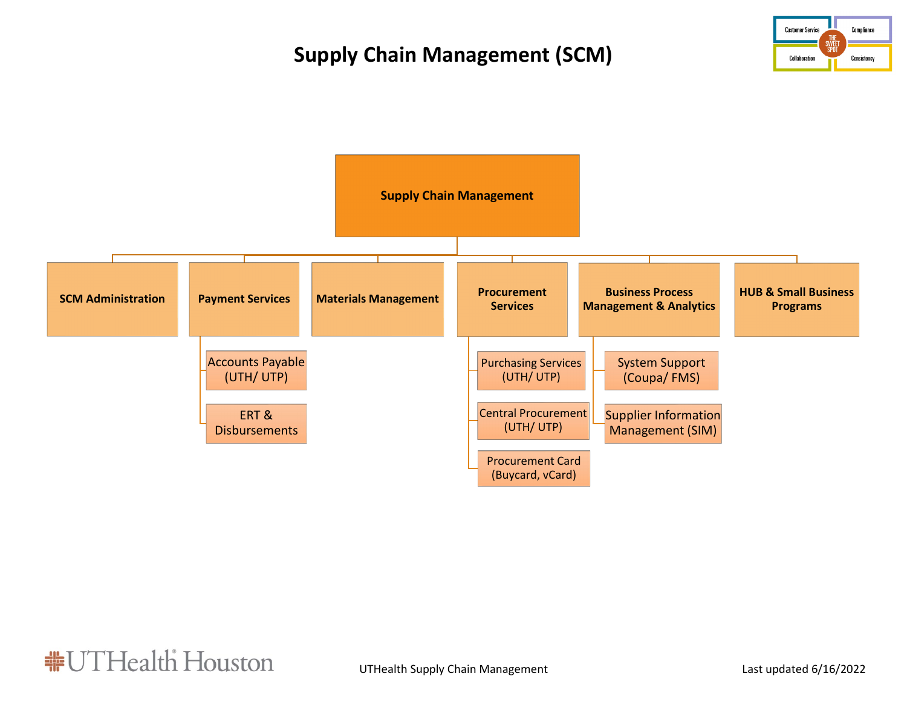# Supply Chain Management (SCM)

- **Supply Chain Management**
  - **SCM Administration**
  - **Payment Services**
    - Accounts Payable (UTH/ UTP)
    - ERT & Disbursements
  - **Materials Management**
  - **Procurement Services**
    - Purchasing Services (UTH/ UTP)
    - Central Procurement (UTH/ UTP)
    - Procurement Card (Buycard, vCard)
  - **Business Process Management & Analytics**
    - System Support (Coupa/ FMS)
    - Supplier Information Management (SIM)
  - **HUB & Small Business Programs**

UTHealth Supply Chain Management

Last updated 6/16/2022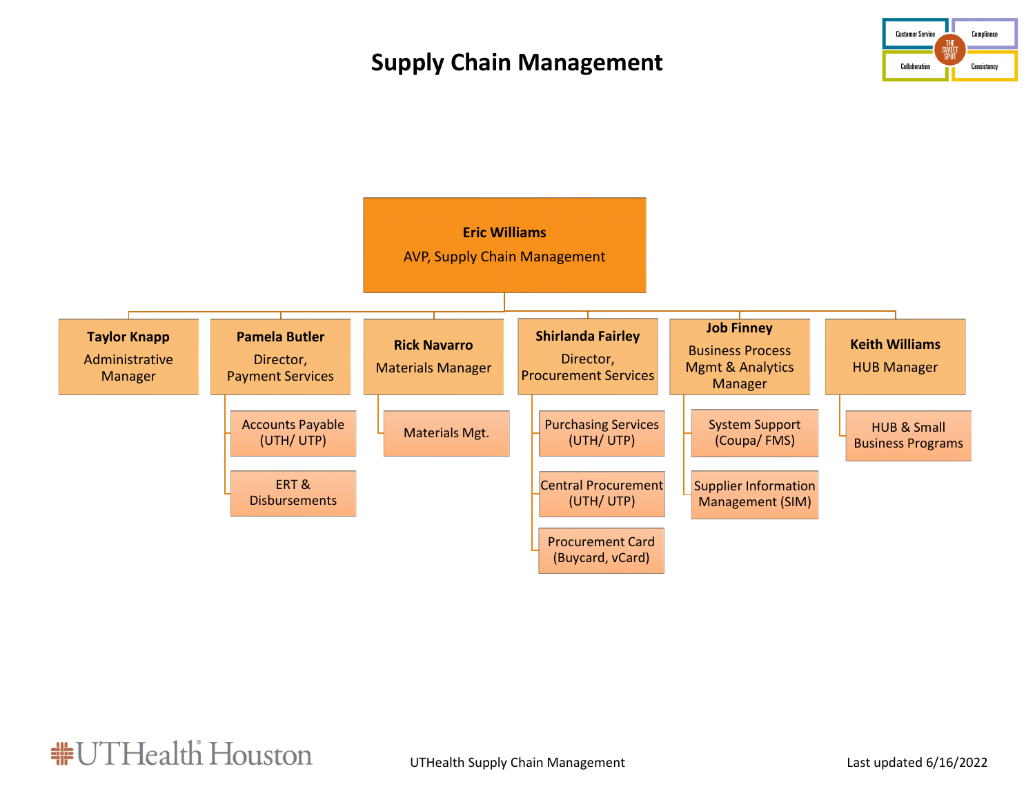# Supply Chain Management

Customer Service | Compliance | THE SWEET SPOT | Collaboration | Consistency

**Eric Williams**
AVP, Supply Chain Management

- **Taylor Knapp**
  Administrative Manager
- **Pamela Butler**
  Director, Payment Services
  - Accounts Payable (UTH/ UTP)
  - ERT & Disbursements
- **Rick Navarro**
  Materials Manager
  - Materials Mgt.
- **Shirlanda Fairley**
  Director, Procurement Services
  - Purchasing Services (UTH/ UTP)
  - Central Procurement (UTH/ UTP)
  - Procurement Card (Buycard, vCard)
- **Job Finney**
  Business Process Mgmt & Analytics Manager
  - System Support (Coupa/ FMS)
  - Supplier Information Management (SIM)
- **Keith Williams**
  HUB Manager
  - HUB & Small Business Programs

UTHealth Houston

UTHealth Supply Chain Management

Last updated 6/16/2022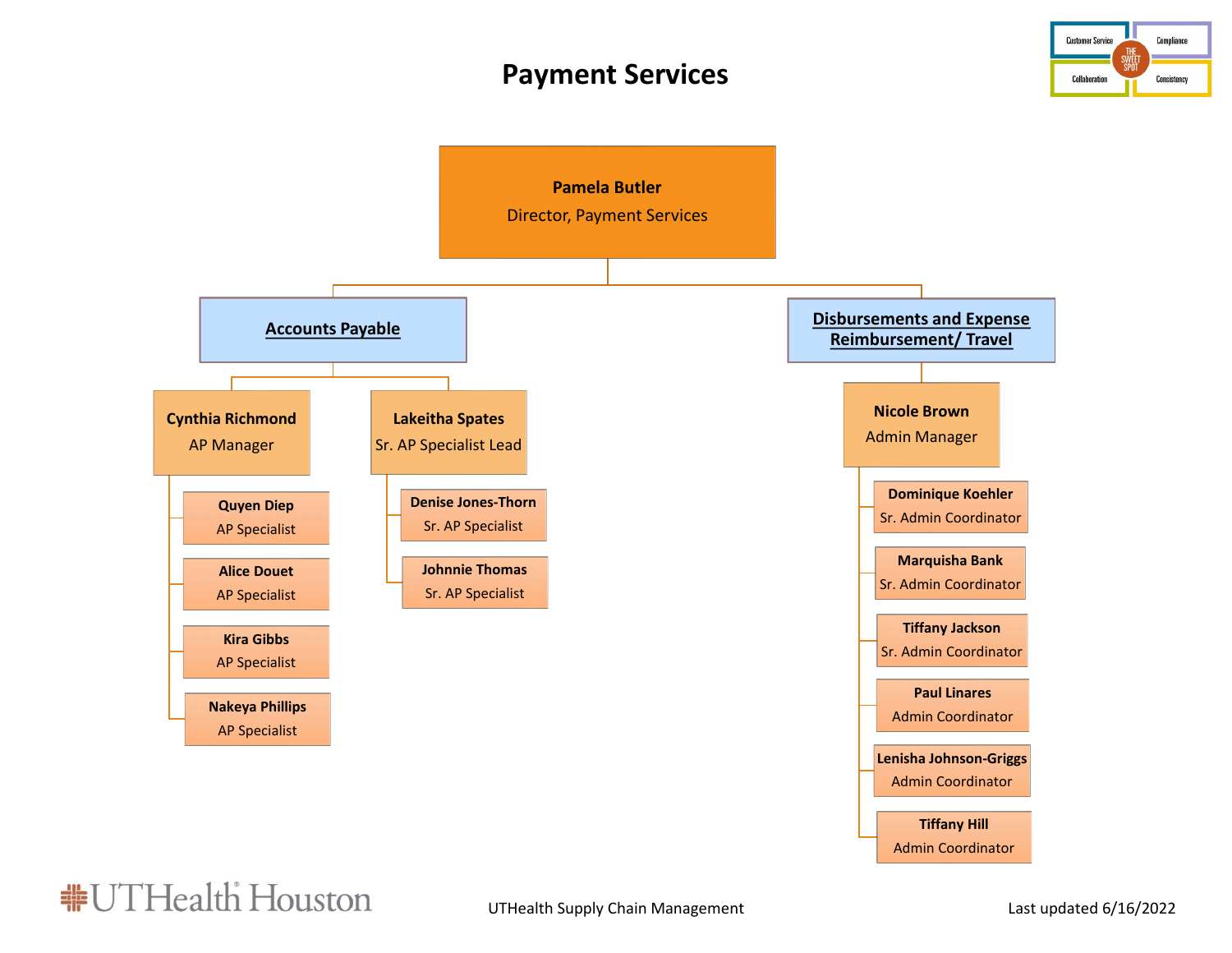# Payment Services

**Pamela Butler**
Director, Payment Services

## Accounts Payable

- **Cynthia Richmond** — AP Manager
  - **Quyen Diep** — AP Specialist
  - **Alice Douet** — AP Specialist
  - **Kira Gibbs** — AP Specialist
  - **Nakeya Phillips** — AP Specialist
- **Lakeitha Spates** — Sr. AP Specialist Lead
  - **Denise Jones-Thorn** — Sr. AP Specialist
  - **Johnnie Thomas** — Sr. AP Specialist

## Disbursements and Expense Reimbursement/ Travel

- **Nicole Brown** — Admin Manager
  - **Dominique Koehler** — Sr. Admin Coordinator
  - **Marquisha Bank** — Sr. Admin Coordinator
  - **Tiffany Jackson** — Sr. Admin Coordinator
  - **Paul Linares** — Admin Coordinator
  - **Lenisha Johnson-Griggs** — Admin Coordinator
  - **Tiffany Hill** — Admin Coordinator

UTHealth Supply Chain Management

Last updated 6/16/2022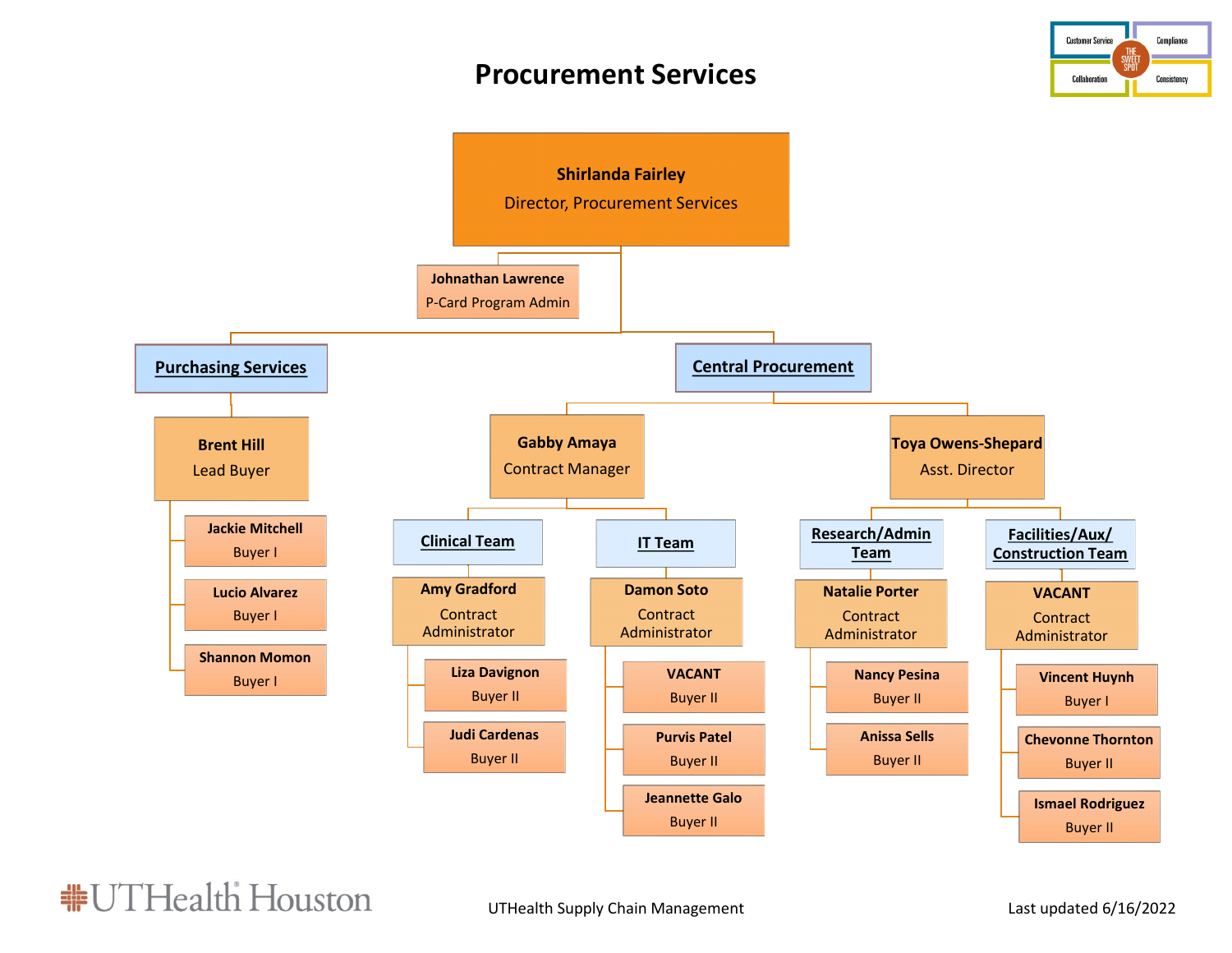# Procurement Services

Customer Service | Compliance | Collaboration | Consistency — THE SWEET SPOT

**Shirlanda Fairley**
Director, Procurement Services

- **Johnathan Lawrence** — P-Card Program Admin

## Purchasing Services

- **Brent Hill** — Lead Buyer
  - **Jackie Mitchell** — Buyer I
  - **Lucio Alvarez** — Buyer I
  - **Shannon Momon** — Buyer I

## Central Procurement

- **Gabby Amaya** — Contract Manager
  - **Clinical Team**
    - **Amy Gradford** — Contract Administrator
      - **Liza Davignon** — Buyer II
      - **Judi Cardenas** — Buyer II
  - **IT Team**
    - **Damon Soto** — Contract Administrator
      - **VACANT** — Buyer II
      - **Purvis Patel** — Buyer II
      - **Jeannette Galo** — Buyer II
- **Toya Owens-Shepard** — Asst. Director
  - **Research/Admin Team**
    - **Natalie Porter** — Contract Administrator
      - **Nancy Pesina** — Buyer II
      - **Anissa Sells** — Buyer II
  - **Facilities/Aux/ Construction Team**
    - **VACANT** — Contract Administrator
      - **Vincent Huynh** — Buyer I
      - **Chevonne Thornton** — Buyer II
      - **Ismael Rodriguez** — Buyer II

UTHealth Houston

UTHealth Supply Chain Management

Last updated 6/16/2022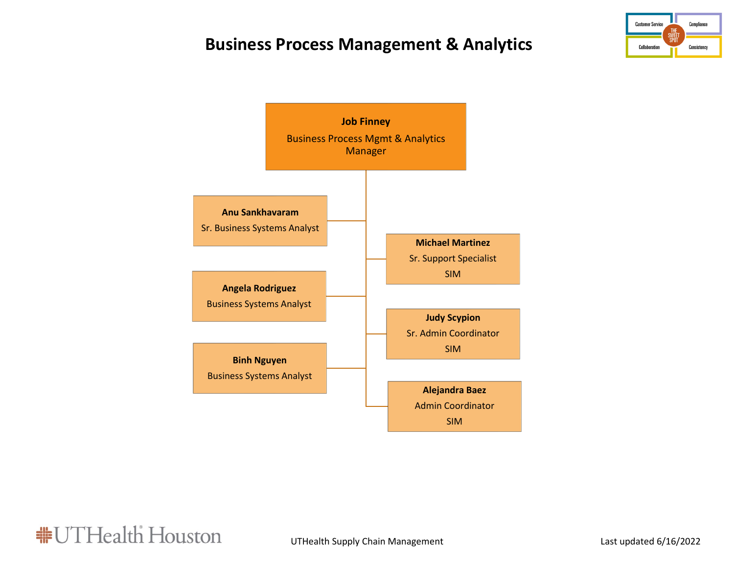# Business Process Management & Analytics

**Job Finney**
Business Process Mgmt & Analytics Manager

- **Anu Sankhavaram**
  Sr. Business Systems Analyst
- **Michael Martinez**
  Sr. Support Specialist
  SIM
- **Angela Rodriguez**
  Business Systems Analyst
- **Judy Scypion**
  Sr. Admin Coordinator
  SIM
- **Binh Nguyen**
  Business Systems Analyst
- **Alejandra Baez**
  Admin Coordinator
  SIM

UTHealth Supply Chain Management

Last updated 6/16/2022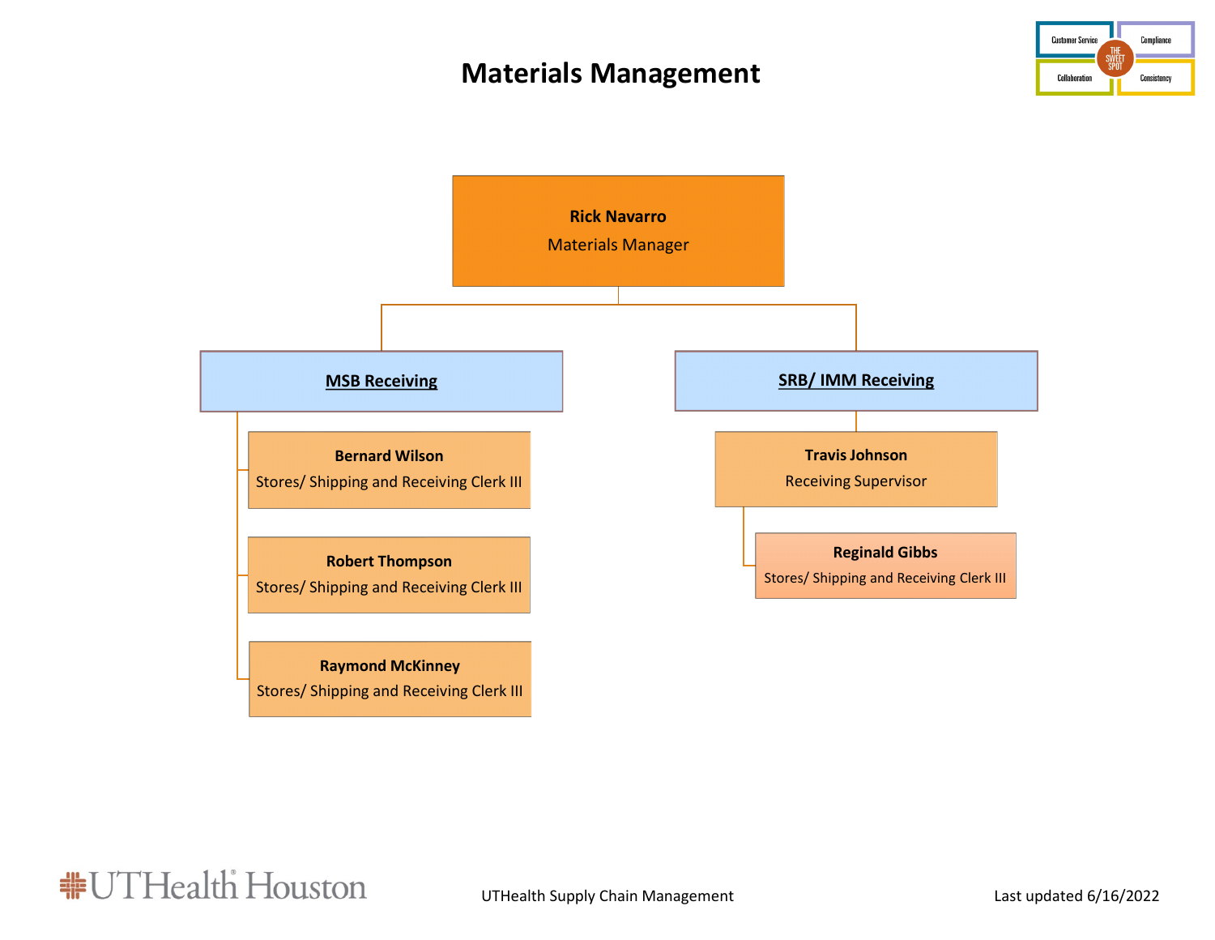# Materials Management

**Rick Navarro**
Materials Manager

- **MSB Receiving**
  - **Bernard Wilson** – Stores/ Shipping and Receiving Clerk III
  - **Robert Thompson** – Stores/ Shipping and Receiving Clerk III
  - **Raymond McKinney** – Stores/ Shipping and Receiving Clerk III
- **SRB/ IMM Receiving**
  - **Travis Johnson** – Receiving Supervisor
    - **Reginald Gibbs** – Stores/ Shipping and Receiving Clerk III

UTHealth Supply Chain Management

Last updated 6/16/2022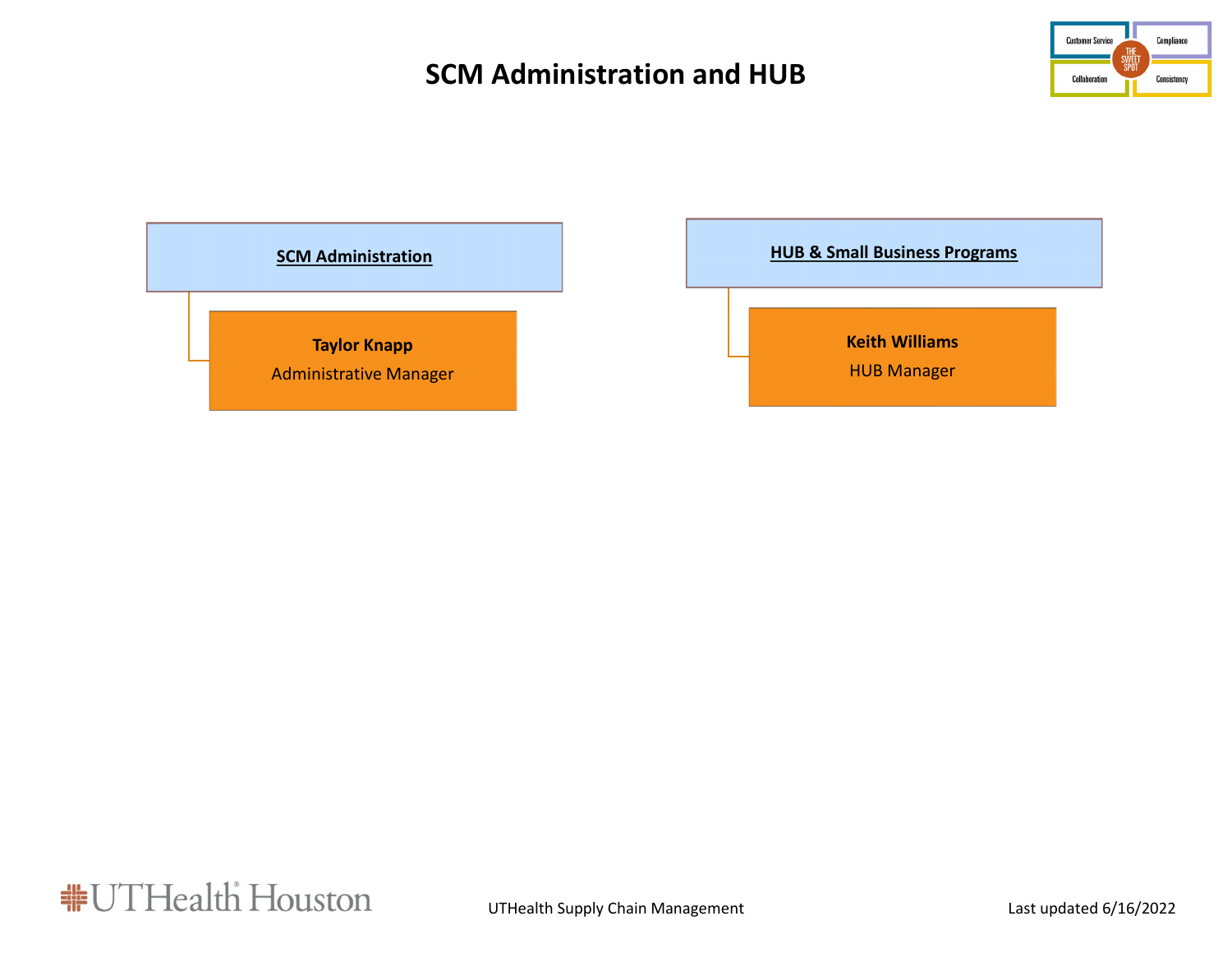# SCM Administration and HUB

**SCM Administration**

- **Taylor Knapp**
  Administrative Manager

**HUB & Small Business Programs**

- **Keith Williams**
  HUB Manager

UTHealth Supply Chain Management

Last updated 6/16/2022